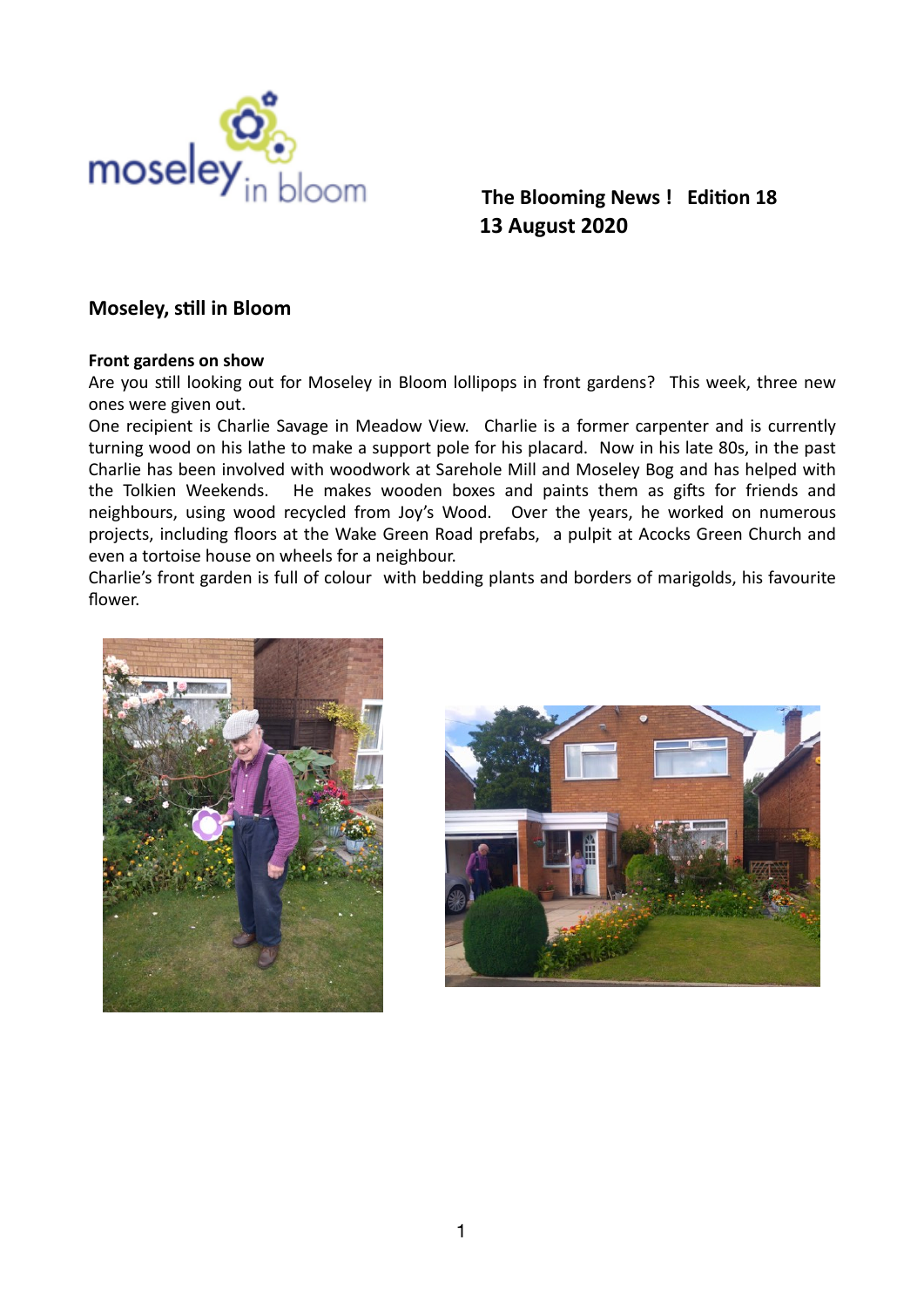**The Blooming News ! Edition 18**
**13 August 2020**

## Moseley, still in Bloom

**Front gardens on show**

Are you still looking out for Moseley in Bloom lollipops in front gardens? This week, three new ones were given out.

One recipient is Charlie Savage in Meadow View. Charlie is a former carpenter and is currently turning wood on his lathe to make a support pole for his placard. Now in his late 80s, in the past Charlie has been involved with woodwork at Sarehole Mill and Moseley Bog and has helped with the Tolkien Weekends. He makes wooden boxes and paints them as gifts for friends and neighbours, using wood recycled from Joy's Wood. Over the years, he worked on numerous projects, including floors at the Wake Green Road prefabs, a pulpit at Acocks Green Church and even a tortoise house on wheels for a neighbour.

Charlie's front garden is full of colour with bedding plants and borders of marigolds, his favourite flower.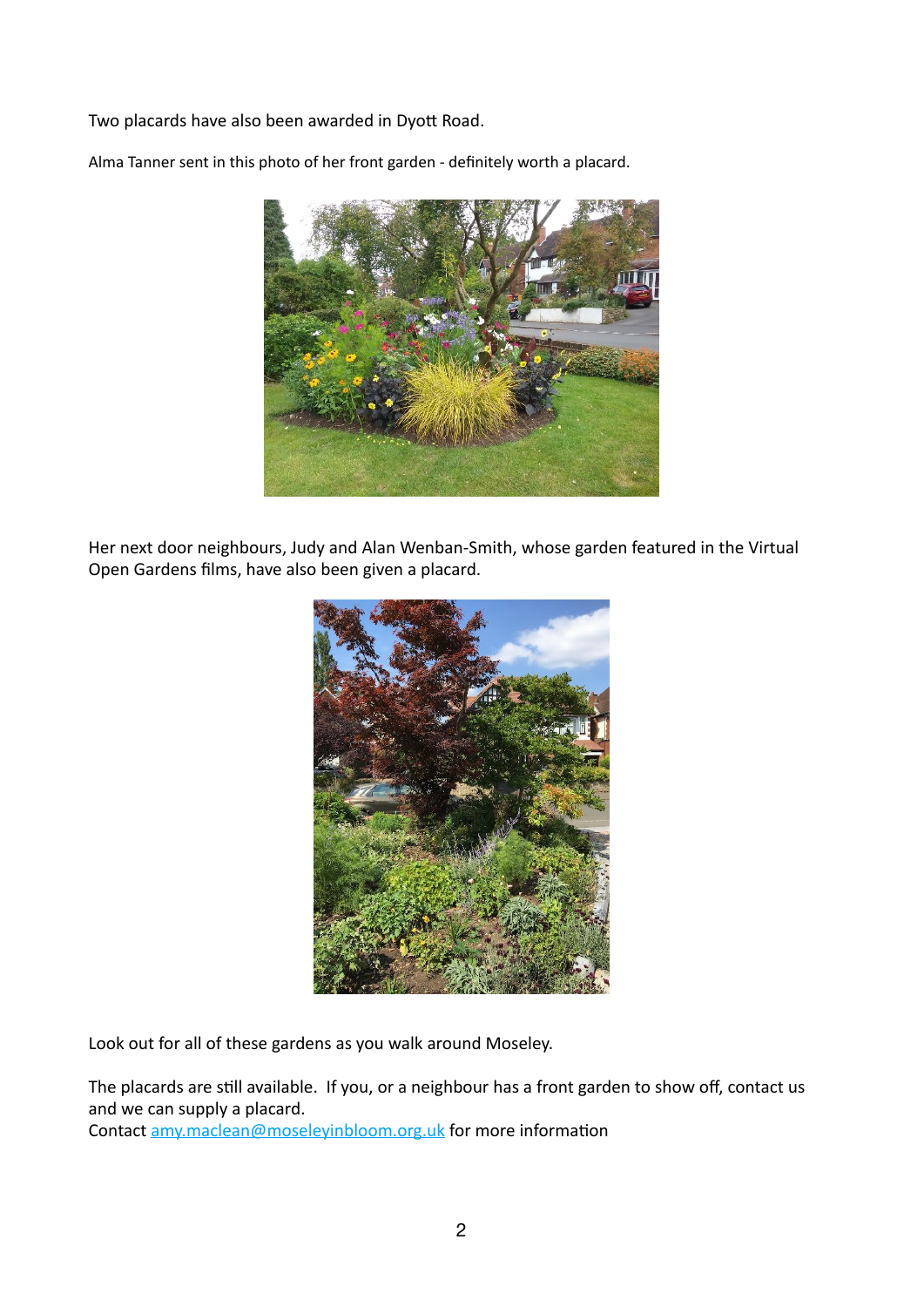Two placards have also been awarded in Dyott Road.

Alma Tanner sent in this photo of her front garden - definitely worth a placard.

Her next door neighbours, Judy and Alan Wenban-Smith, whose garden featured in the Virtual Open Gardens films, have also been given a placard.

Look out for all of these gardens as you walk around Moseley.

The placards are still available. If you, or a neighbour has a front garden to show off, contact us and we can supply a placard.
Contact amy.maclean@moseleyinbloom.org.uk for more information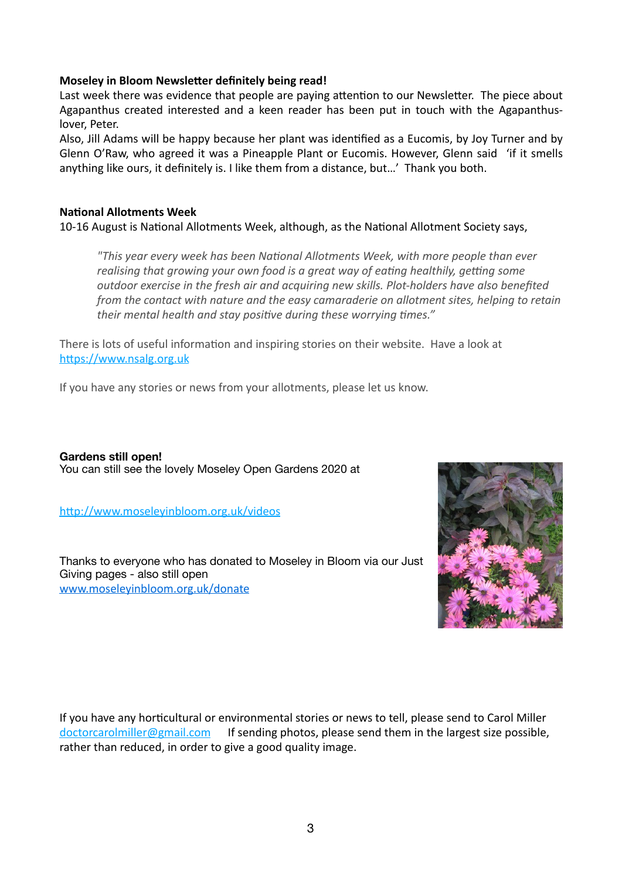**Moseley in Bloom Newsletter definitely being read!**

Last week there was evidence that people are paying attention to our Newsletter. The piece about Agapanthus created interested and a keen reader has been put in touch with the Agapanthus-lover, Peter.

Also, Jill Adams will be happy because her plant was identified as a Eucomis, by Joy Turner and by Glenn O'Raw, who agreed it was a Pineapple Plant or Eucomis. However, Glenn said 'if it smells anything like ours, it definitely is. I like them from a distance, but…' Thank you both.

**National Allotments Week**

10-16 August is National Allotments Week, although, as the National Allotment Society says,

> *"This year every week has been National Allotments Week, with more people than ever realising that growing your own food is a great way of eating healthily, getting some outdoor exercise in the fresh air and acquiring new skills. Plot-holders have also benefited from the contact with nature and the easy camaraderie on allotment sites, helping to retain their mental health and stay positive during these worrying times."*

There is lots of useful information and inspiring stories on their website. Have a look at https://www.nsalg.org.uk

If you have any stories or news from your allotments, please let us know.

**Gardens still open!**

You can still see the lovely Moseley Open Gardens 2020 at

http://www.moseleyinbloom.org.uk/videos

Thanks to everyone who has donated to Moseley in Bloom via our Just Giving pages - also still open
www.moseleyinbloom.org.uk/donate

If you have any horticultural or environmental stories or news to tell, please send to Carol Miller doctorcarolmiller@gmail.com If sending photos, please send them in the largest size possible, rather than reduced, in order to give a good quality image.